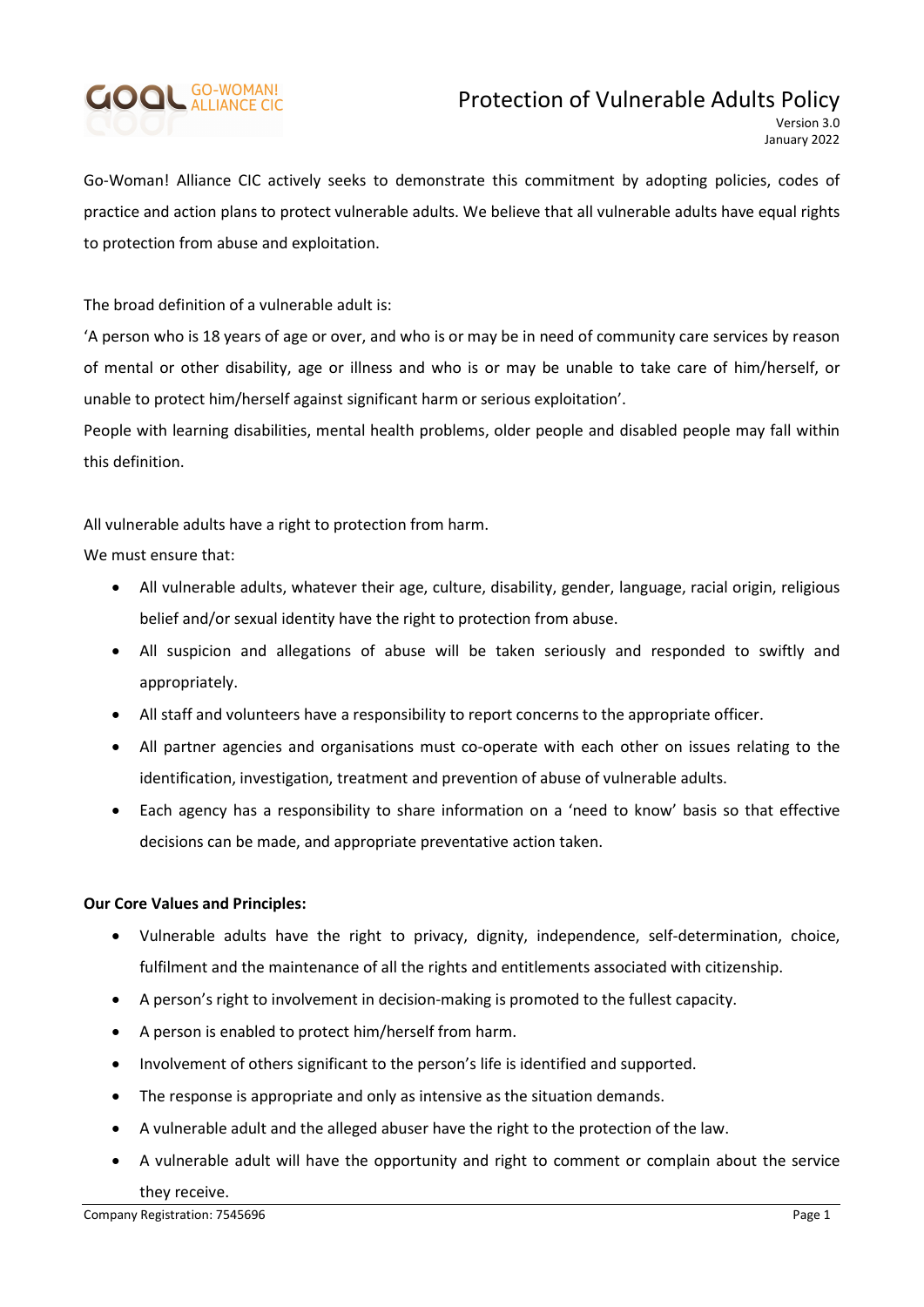# Protection of Vulnerable Adults Policy

Version 3.0
January 2022

Go-Woman! Alliance CIC actively seeks to demonstrate this commitment by adopting policies, codes of practice and action plans to protect vulnerable adults. We believe that all vulnerable adults have equal rights to protection from abuse and exploitation.

The broad definition of a vulnerable adult is:

'A person who is 18 years of age or over, and who is or may be in need of community care services by reason of mental or other disability, age or illness and who is or may be unable to take care of him/herself, or unable to protect him/herself against significant harm or serious exploitation'.

People with learning disabilities, mental health problems, older people and disabled people may fall within this definition.

All vulnerable adults have a right to protection from harm.

We must ensure that:

- All vulnerable adults, whatever their age, culture, disability, gender, language, racial origin, religious belief and/or sexual identity have the right to protection from abuse.
- All suspicion and allegations of abuse will be taken seriously and responded to swiftly and appropriately.
- All staff and volunteers have a responsibility to report concerns to the appropriate officer.
- All partner agencies and organisations must co-operate with each other on issues relating to the identification, investigation, treatment and prevention of abuse of vulnerable adults.
- Each agency has a responsibility to share information on a 'need to know' basis so that effective decisions can be made, and appropriate preventative action taken.

**Our Core Values and Principles:**

- Vulnerable adults have the right to privacy, dignity, independence, self-determination, choice, fulfilment and the maintenance of all the rights and entitlements associated with citizenship.
- A person's right to involvement in decision-making is promoted to the fullest capacity.
- A person is enabled to protect him/herself from harm.
- Involvement of others significant to the person's life is identified and supported.
- The response is appropriate and only as intensive as the situation demands.
- A vulnerable adult and the alleged abuser have the right to the protection of the law.
- A vulnerable adult will have the opportunity and right to comment or complain about the service they receive.

Company Registration: 7545696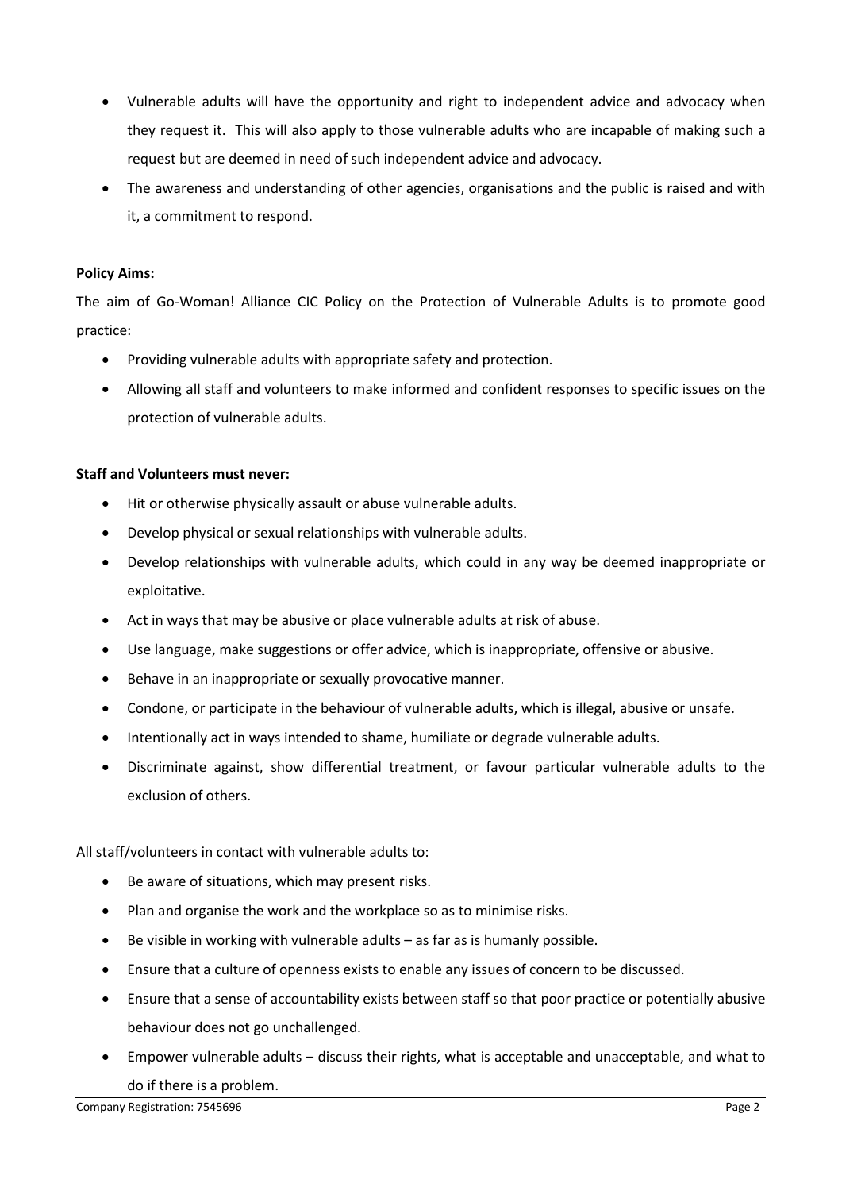- Vulnerable adults will have the opportunity and right to independent advice and advocacy when they request it. This will also apply to those vulnerable adults who are incapable of making such a request but are deemed in need of such independent advice and advocacy.
- The awareness and understanding of other agencies, organisations and the public is raised and with it, a commitment to respond.

**Policy Aims:**

The aim of Go-Woman! Alliance CIC Policy on the Protection of Vulnerable Adults is to promote good practice:

- Providing vulnerable adults with appropriate safety and protection.
- Allowing all staff and volunteers to make informed and confident responses to specific issues on the protection of vulnerable adults.

**Staff and Volunteers must never:**

- Hit or otherwise physically assault or abuse vulnerable adults.
- Develop physical or sexual relationships with vulnerable adults.
- Develop relationships with vulnerable adults, which could in any way be deemed inappropriate or exploitative.
- Act in ways that may be abusive or place vulnerable adults at risk of abuse.
- Use language, make suggestions or offer advice, which is inappropriate, offensive or abusive.
- Behave in an inappropriate or sexually provocative manner.
- Condone, or participate in the behaviour of vulnerable adults, which is illegal, abusive or unsafe.
- Intentionally act in ways intended to shame, humiliate or degrade vulnerable adults.
- Discriminate against, show differential treatment, or favour particular vulnerable adults to the exclusion of others.

All staff/volunteers in contact with vulnerable adults to:

- Be aware of situations, which may present risks.
- Plan and organise the work and the workplace so as to minimise risks.
- Be visible in working with vulnerable adults – as far as is humanly possible.
- Ensure that a culture of openness exists to enable any issues of concern to be discussed.
- Ensure that a sense of accountability exists between staff so that poor practice or potentially abusive behaviour does not go unchallenged.
- Empower vulnerable adults – discuss their rights, what is acceptable and unacceptable, and what to do if there is a problem.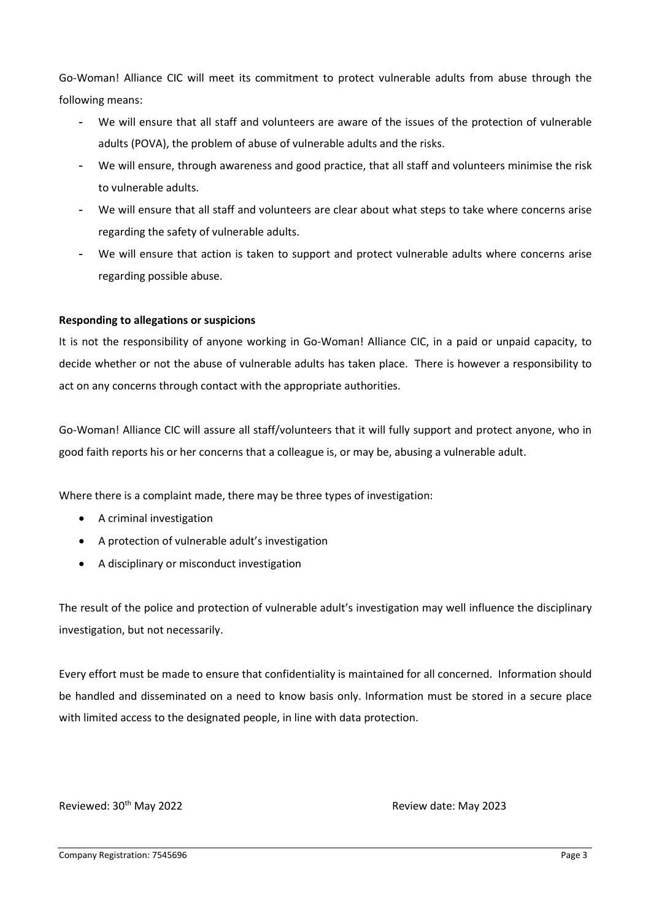Go-Woman! Alliance CIC will meet its commitment to protect vulnerable adults from abuse through the following means:

- We will ensure that all staff and volunteers are aware of the issues of the protection of vulnerable adults (POVA), the problem of abuse of vulnerable adults and the risks.
- We will ensure, through awareness and good practice, that all staff and volunteers minimise the risk to vulnerable adults.
- We will ensure that all staff and volunteers are clear about what steps to take where concerns arise regarding the safety of vulnerable adults.
- We will ensure that action is taken to support and protect vulnerable adults where concerns arise regarding possible abuse.

**Responding to allegations or suspicions**

It is not the responsibility of anyone working in Go-Woman! Alliance CIC, in a paid or unpaid capacity, to decide whether or not the abuse of vulnerable adults has taken place. There is however a responsibility to act on any concerns through contact with the appropriate authorities.

Go-Woman! Alliance CIC will assure all staff/volunteers that it will fully support and protect anyone, who in good faith reports his or her concerns that a colleague is, or may be, abusing a vulnerable adult.

Where there is a complaint made, there may be three types of investigation:

- A criminal investigation
- A protection of vulnerable adult's investigation
- A disciplinary or misconduct investigation

The result of the police and protection of vulnerable adult's investigation may well influence the disciplinary investigation, but not necessarily.

Every effort must be made to ensure that confidentiality is maintained for all concerned. Information should be handled and disseminated on a need to know basis only. Information must be stored in a secure place with limited access to the designated people, in line with data protection.

Reviewed: 30th May 2022 Review date: May 2023

Company Registration: 7545696